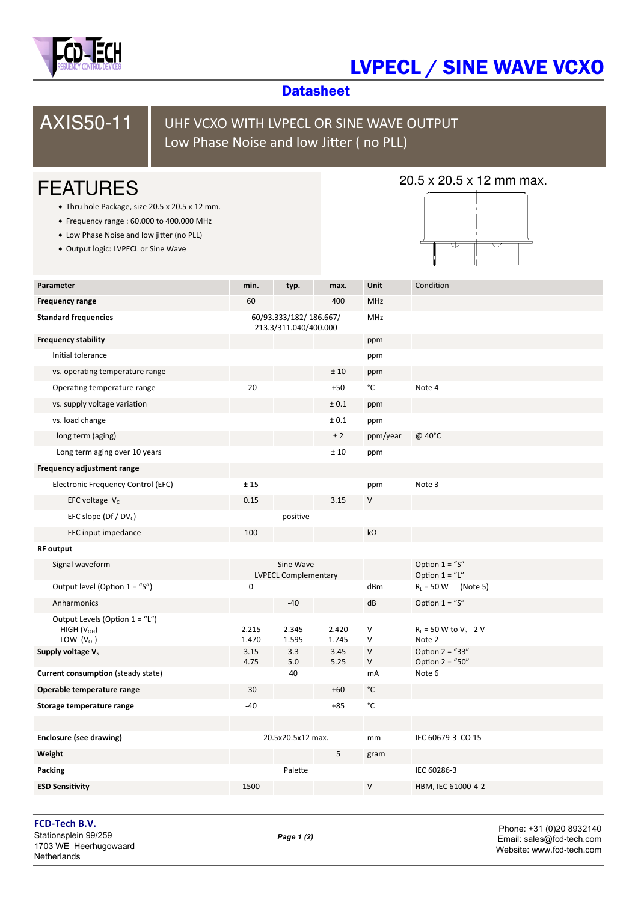# LVPECL / SINE WAVE VCXO

## Datasheet

## AXIS50-11

UHF VCXO WITH LVPECL OR SINE WAVE OUTPUT
Low Phase Noise and low Jitter ( no PLL)

## FEATURES

- Thru hole Package, size 20.5 x 20.5 x 12 mm.
- Frequency range : 60.000 to 400.000 MHz
- Low Phase Noise and low jitter (no PLL)
- Output logic: LVPECL or Sine Wave

20.5 x 20.5 x 12 mm max.

| Parameter | min. | typ. | max. | Unit | Condition |
|---|---|---|---|---|---|
| **Frequency range** | 60 | | 400 | MHz | |
| **Standard frequencies** | | 60/93.333/182/ 186.667/ 213.3/311.040/400.000 | | MHz | |
| **Frequency stability** | | | | ppm | |
| Initial tolerance | | | | ppm | |
| vs. operating temperature range | | | ± 10 | ppm | |
| Operating temperature range | -20 | | +50 | °C | Note 4 |
| vs. supply voltage variation | | | ± 0.1 | ppm | |
| vs. load change | | | ± 0.1 | ppm | |
| long term (aging) | | | ± 2 | ppm/year | @ 40°C |
| Long term aging over 10 years | | | ± 10 | ppm | |
| **Frequency adjustment range** | | | | | |
| Electronic Frequency Control (EFC) | ± 15 | | | ppm | Note 3 |
| EFC voltage $V_C$ | 0.15 | | 3.15 | V | |
| EFC slope ($Df / DV_C$) | | positive | | | |
| EFC input impedance | 100 | | | kΩ | |
| **RF output** | | | | | |
| Signal waveform | | Sine Wave<br>LVPECL Complementary | | | Option 1 = "S"<br>Option 1 = "L" |
| Output level (Option 1 = "S") | 0 | | | dBm | $R_L$ = 50 W (Note 5) |
| Anharmonics | | -40 | | dB | Option 1 = "S" |
| Output Levels (Option 1 = "L")<br>HIGH ($V_{OH}$)<br>LOW ($V_{OL}$) | <br>2.215<br>1.470 | <br>2.345<br>1.595 | <br>2.420<br>1.745 | <br>V<br>V | <br>$R_L$ = 50 W to $V_S$ - 2 V<br>Note 2 |
| **Supply voltage $V_S$** | 3.15<br>4.75 | 3.3<br>5.0 | 3.45<br>5.25 | V<br>V | Option 2 = "33"<br>Option 2 = "50" |
| **Current consumption** (steady state) | | 40 | | mA | Note 6 |
| **Operable temperature range** | -30 | | +60 | °C | |
| **Storage temperature range** | -40 | | +85 | °C | |
| | | | | | |
| **Enclosure (see drawing)** | | 20.5x20.5x12 max. | | mm | IEC 60679-3 CO 15 |
| **Weight** | | | 5 | gram | |
| **Packing** | | Palette | | | IEC 60286-3 |
| **ESD Sensitivity** | 1500 | | | V | HBM, IEC 61000-4-2 |

**FCD-Tech B.V.**
Stationsplein 99/259
1703 WE Heerhugowaard
Netherlands

Phone: +31 (0)20 8932140
Email: sales@fcd-tech.com
Website: www.fcd-tech.com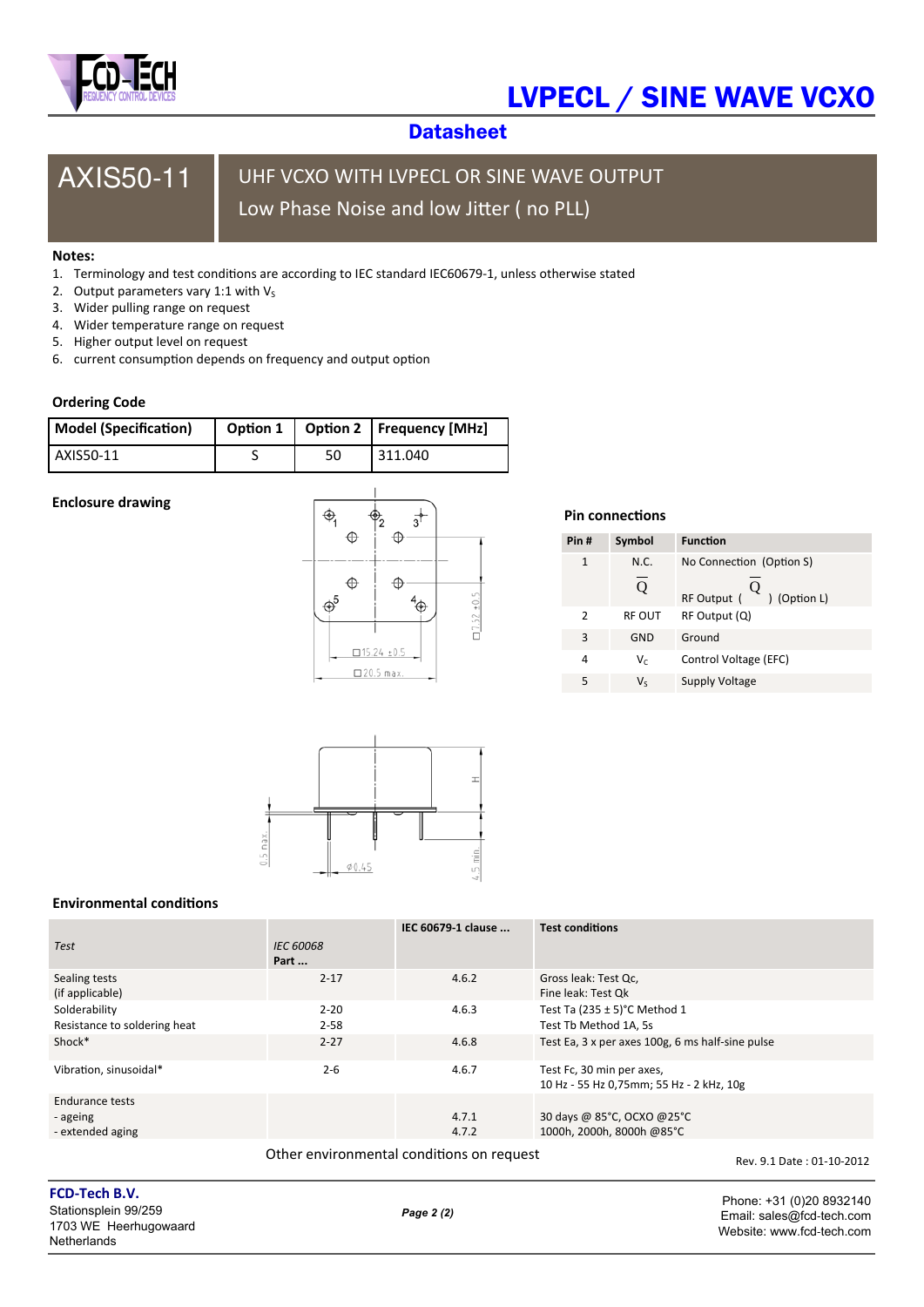# LVPECL / SINE WAVE VCXO

## Datasheet

## AXIS50-11

UHF VCXO WITH LVPECL OR SINE WAVE OUTPUT

Low Phase Noise and low Jitter ( no PLL)

**Notes:**

1. Terminology and test conditions are according to IEC standard IEC60679-1, unless otherwise stated
2. Output parameters vary 1:1 with $V_S$
3. Wider pulling range on request
4. Wider temperature range on request
5. Higher output level on request
6. current consumption depends on frequency and output option

### Ordering Code

| Model (Specification) | Option 1 | Option 2 | Frequency [MHz] |
|---|---|---|---|
| AXIS50-11 | S | 50 | 311.040 |

### Enclosure drawing

□15.24 ±0.5

□20.5 max.

□7.62 ±0.5

0.5 max.

⌀0.45

4.5 min.

H

### Pin connections

| Pin # | Symbol | Function |
|---|---|---|
| 1 | N.C. $\overline{Q}$ | No Connection (Option S) RF Output ( $\overline{Q}$ ) (Option L) |
| 2 | RF OUT | RF Output (Q) |
| 3 | GND | Ground |
| 4 | $V_C$ | Control Voltage (EFC) |
| 5 | $V_S$ | Supply Voltage |

### Environmental conditions

| *Test* | *IEC 60068 Part ...* | IEC 60679-1 clause ... | Test conditions |
|---|---|---|---|
| Sealing tests (if applicable) | 2-17 | 4.6.2 | Gross leak: Test Qc, Fine leak: Test Qk |
| Solderability Resistance to soldering heat | 2-20 2-58 | 4.6.3 | Test Ta (235 ± 5)°C Method 1 Test Tb Method 1A, 5s |
| Shock* | 2-27 | 4.6.8 | Test Ea, 3 x per axes 100g, 6 ms half-sine pulse |
| Vibration, sinusoidal* | 2-6 | 4.6.7 | Test Fc, 30 min per axes, 10 Hz - 55 Hz 0,75mm; 55 Hz - 2 kHz, 10g |
| Endurance tests - ageing - extended aging | | 4.7.1 4.7.2 | 30 days @ 85°C, OCXO @25°C 1000h, 2000h, 8000h @85°C |

Other environmental conditions on request

Rev. 9.1 Date : 01-10-2012

**FCD-Tech B.V.**
Stationsplein 99/259
1703 WE Heerhugowaard
Netherlands

Phone: +31 (0)20 8932140
Email: sales@fcd-tech.com
Website: www.fcd-tech.com